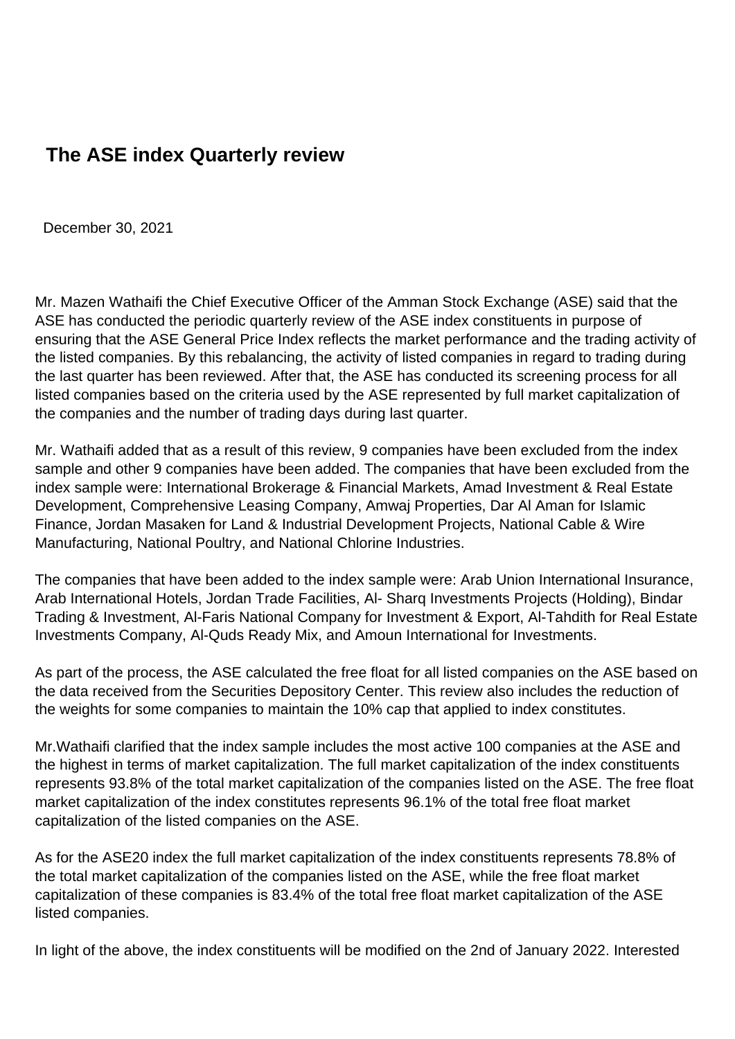# The ASE index Quarterly review

December 30, 2021

Mr. Mazen Wathaifi the Chief Executive Officer of the Amman Stock Exchange (ASE) said that the ASE has conducted the periodic quarterly review of the ASE index constituents in purpose of ensuring that the ASE General Price Index reflects the market performance and the trading activity of the listed companies. By this rebalancing, the activity of listed companies in regard to trading during the last quarter has been reviewed. After that, the ASE has conducted its screening process for all listed companies based on the criteria used by the ASE represented by full market capitalization of the companies and the number of trading days during last quarter.

Mr. Wathaifi added that as a result of this review, 9 companies have been excluded from the index sample and other 9 companies have been added. The companies that have been excluded from the index sample were: International Brokerage & Financial Markets, Amad Investment & Real Estate Development, Comprehensive Leasing Company, Amwaj Properties, Dar Al Aman for Islamic Finance, Jordan Masaken for Land & Industrial Development Projects, National Cable & Wire Manufacturing, National Poultry, and National Chlorine Industries.

The companies that have been added to the index sample were: Arab Union International Insurance, Arab International Hotels, Jordan Trade Facilities, Al- Sharq Investments Projects (Holding), Bindar Trading & Investment, Al-Faris National Company for Investment & Export, Al-Tahdith for Real Estate Investments Company, Al-Quds Ready Mix, and Amoun International for Investments.

As part of the process, the ASE calculated the free float for all listed companies on the ASE based on the data received from the Securities Depository Center. This review also includes the reduction of the weights for some companies to maintain the 10% cap that applied to index constitutes.

Mr.Wathaifi clarified that the index sample includes the most active 100 companies at the ASE and the highest in terms of market capitalization. The full market capitalization of the index constituents represents 93.8% of the total market capitalization of the companies listed on the ASE. The free float market capitalization of the index constitutes represents 96.1% of the total free float market capitalization of the listed companies on the ASE.

As for the ASE20 index the full market capitalization of the index constituents represents 78.8% of the total market capitalization of the companies listed on the ASE, while the free float market capitalization of these companies is 83.4% of the total free float market capitalization of the ASE listed companies.

In light of the above, the index constituents will be modified on the 2nd of January 2022. Interested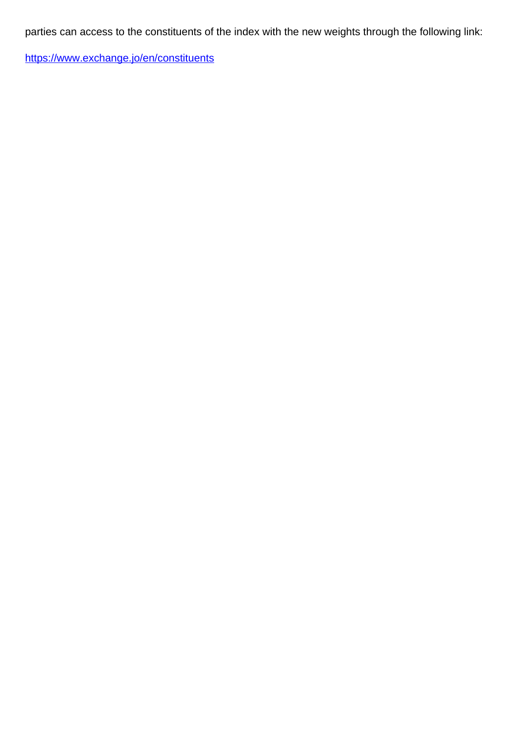parties can access to the constituents of the index with the new weights through the following link:

https://www.exchange.jo/en/constituents